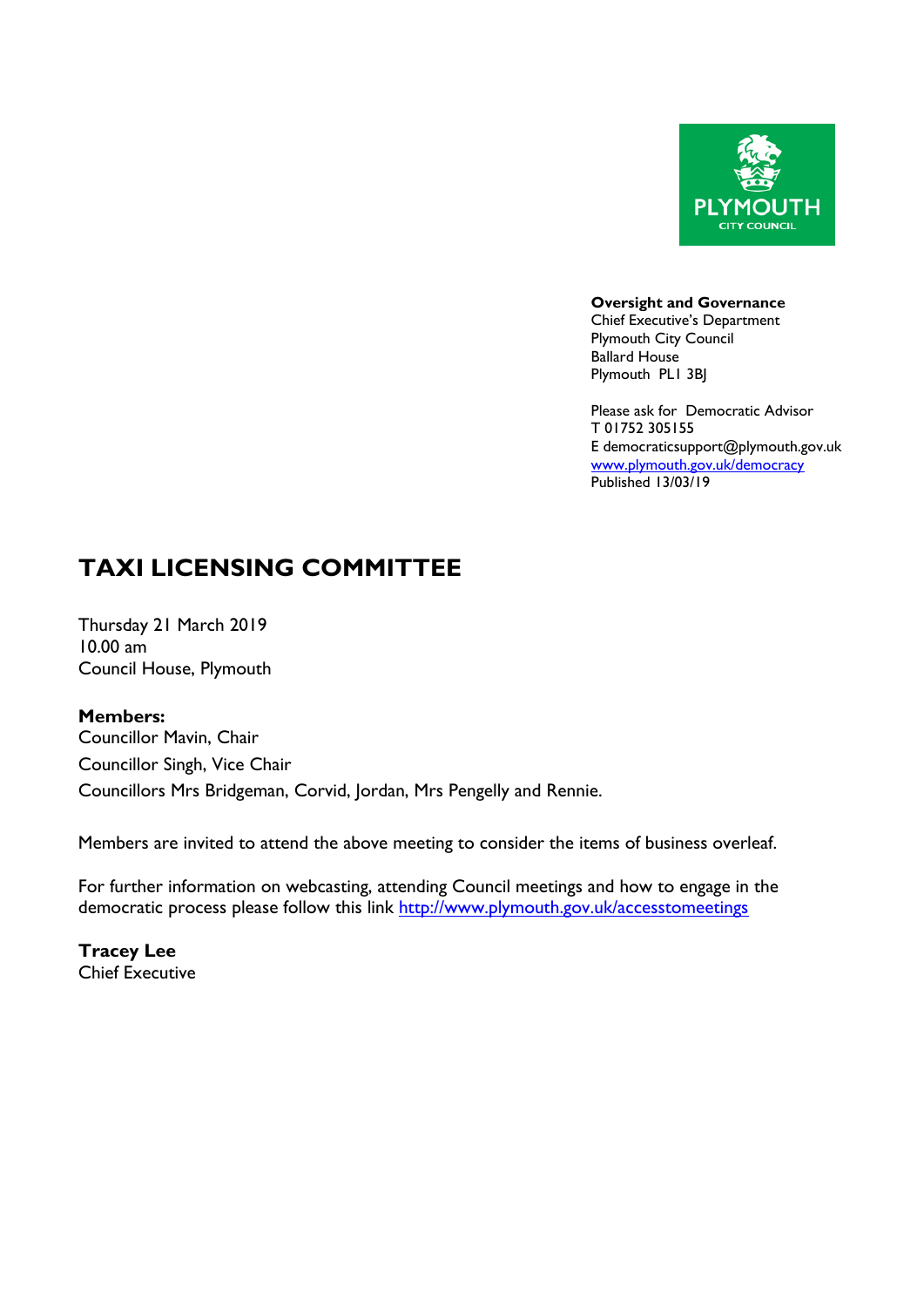PLYMOUTH CITY COUNCIL

**Oversight and Governance**
Chief Executive's Department
Plymouth City Council
Ballard House
Plymouth PL1 3BJ

Please ask for Democratic Advisor
T 01752 305155
E democraticsupport@plymouth.gov.uk
www.plymouth.gov.uk/democracy
Published 13/03/19

# TAXI LICENSING COMMITTEE

Thursday 21 March 2019
10.00 am
Council House, Plymouth

**Members:**
Councillor Mavin, Chair
Councillor Singh, Vice Chair
Councillors Mrs Bridgeman, Corvid, Jordan, Mrs Pengelly and Rennie.

Members are invited to attend the above meeting to consider the items of business overleaf.

For further information on webcasting, attending Council meetings and how to engage in the democratic process please follow this link http://www.plymouth.gov.uk/accesstomeetings

**Tracey Lee**
Chief Executive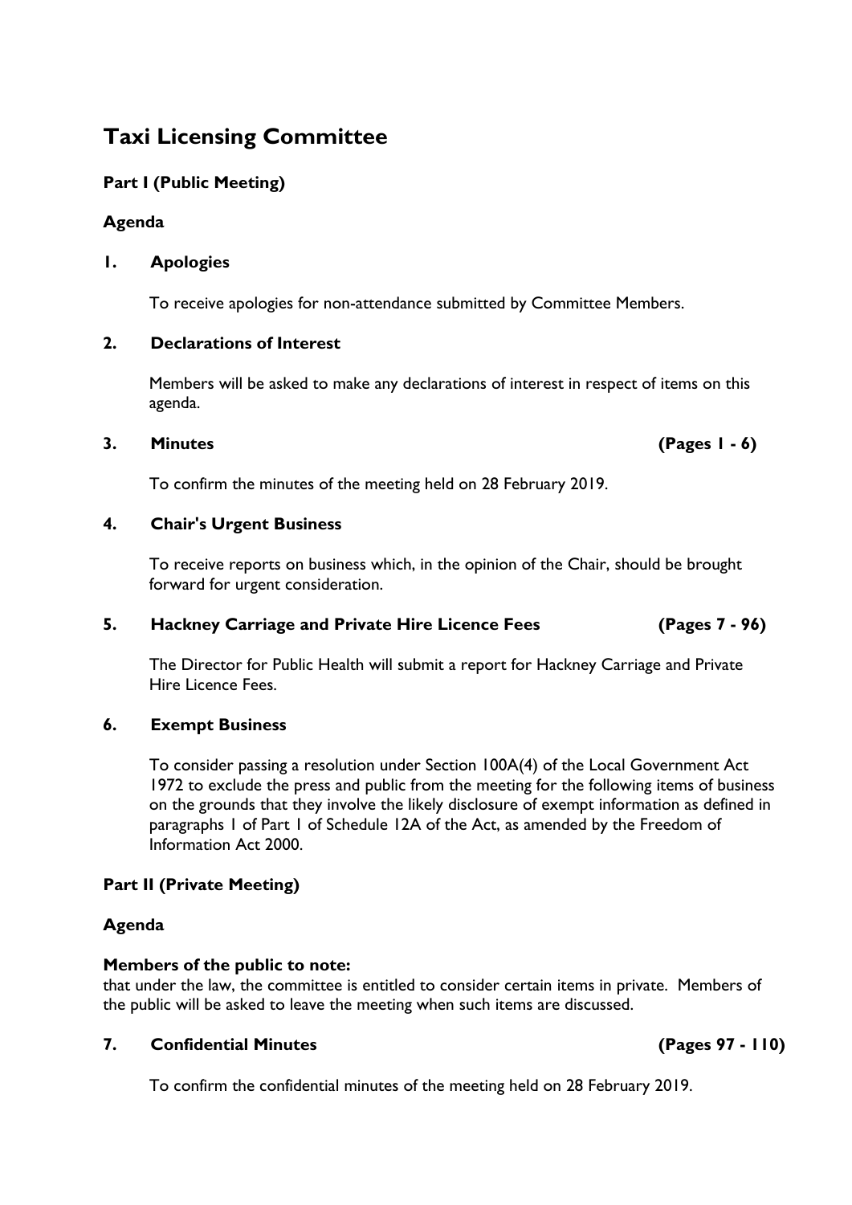# Taxi Licensing Committee

## Part I (Public Meeting)

## Agenda

### 1. Apologies

To receive apologies for non-attendance submitted by Committee Members.

### 2. Declarations of Interest

Members will be asked to make any declarations of interest in respect of items on this agenda.

### 3. Minutes (Pages 1 - 6)

To confirm the minutes of the meeting held on 28 February 2019.

### 4. Chair's Urgent Business

To receive reports on business which, in the opinion of the Chair, should be brought forward for urgent consideration.

### 5. Hackney Carriage and Private Hire Licence Fees (Pages 7 - 96)

The Director for Public Health will submit a report for Hackney Carriage and Private Hire Licence Fees.

### 6. Exempt Business

To consider passing a resolution under Section 100A(4) of the Local Government Act 1972 to exclude the press and public from the meeting for the following items of business on the grounds that they involve the likely disclosure of exempt information as defined in paragraphs 1 of Part 1 of Schedule 12A of the Act, as amended by the Freedom of Information Act 2000.

## Part II (Private Meeting)

## Agenda

**Members of the public to note:**
that under the law, the committee is entitled to consider certain items in private. Members of the public will be asked to leave the meeting when such items are discussed.

### 7. Confidential Minutes (Pages 97 - 110)

To confirm the confidential minutes of the meeting held on 28 February 2019.